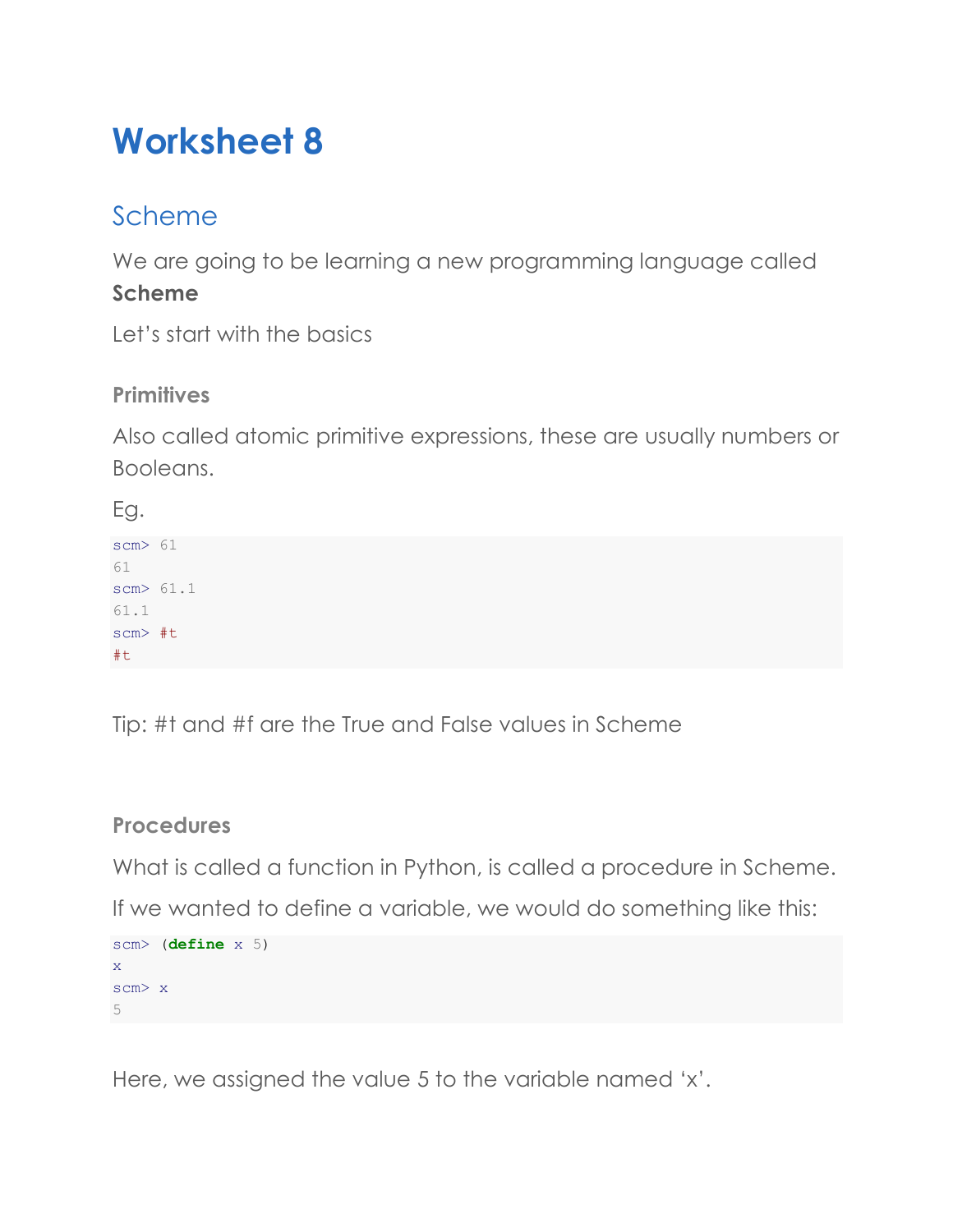# Worksheet 8

## Scheme

We are going to be learning a new programming language called **Scheme**

Let's start with the basics

### Primitives

Also called atomic primitive expressions, these are usually numbers or Booleans.

Eg.

```
scm> 61
61
scm> 61.1
61.1
scm> #t
#t
```

Tip: #t and #f are the True and False values in Scheme

### Procedures

What is called a function in Python, is called a procedure in Scheme.

If we wanted to define a variable, we would do something like this:

```
scm> (define x 5)
x
scm> x
5
```

Here, we assigned the value 5 to the variable named 'x'.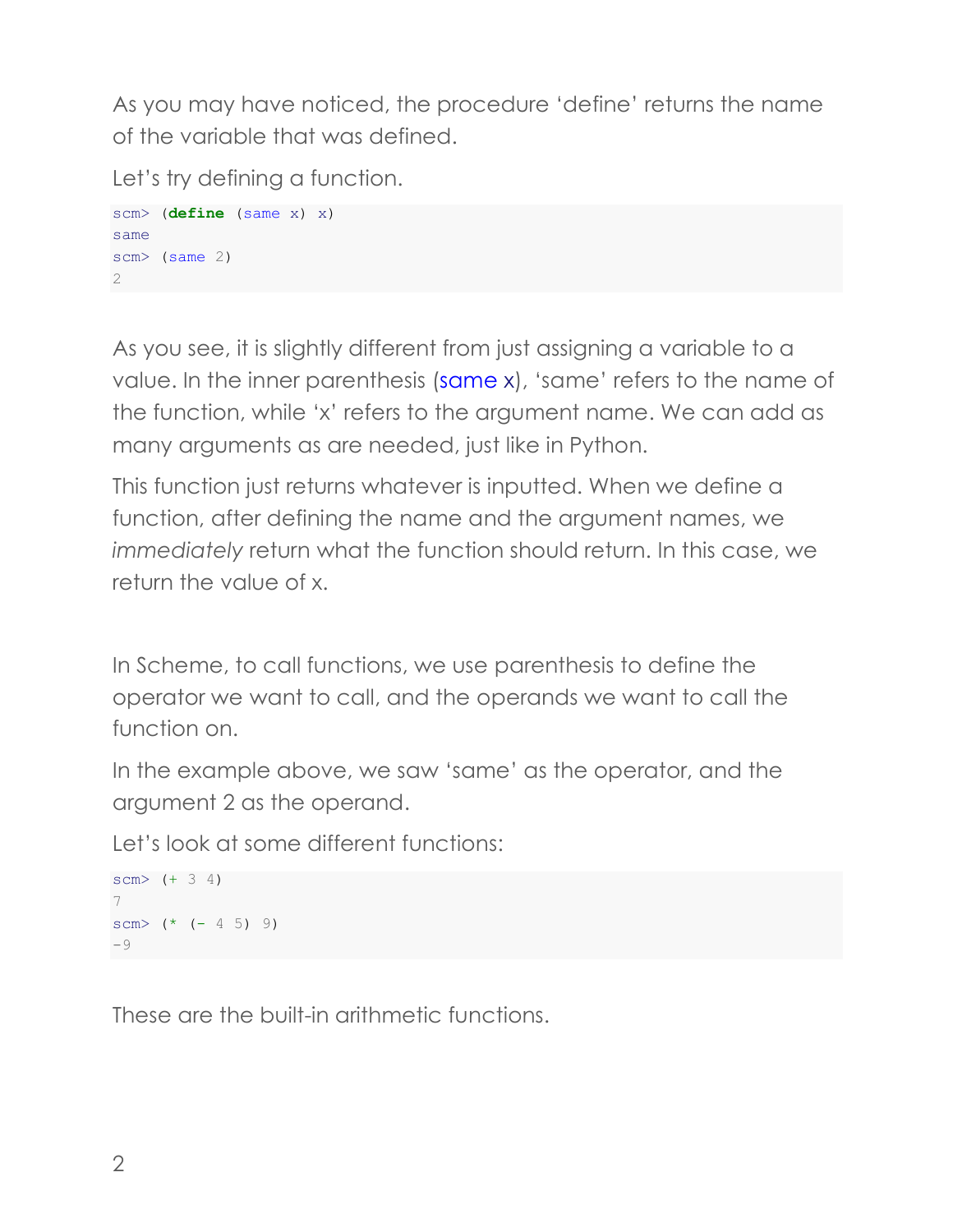As you may have noticed, the procedure 'define' returns the name of the variable that was defined.

Let's try defining a function.

```
scm> (define (same x) x)
same
scm> (same 2)
2
```

As you see, it is slightly different from just assigning a variable to a value. In the inner parenthesis (same x), 'same' refers to the name of the function, while 'x' refers to the argument name. We can add as many arguments as are needed, just like in Python.

This function just returns whatever is inputted. When we define a function, after defining the name and the argument names, we *immediately* return what the function should return. In this case, we return the value of x.

In Scheme, to call functions, we use parenthesis to define the operator we want to call, and the operands we want to call the function on.

In the example above, we saw 'same' as the operator, and the argument 2 as the operand.

Let's look at some different functions:

```
scm> (+ 3 4)
7
scm> (* (- 4 5) 9)
-9
```

These are the built-in arithmetic functions.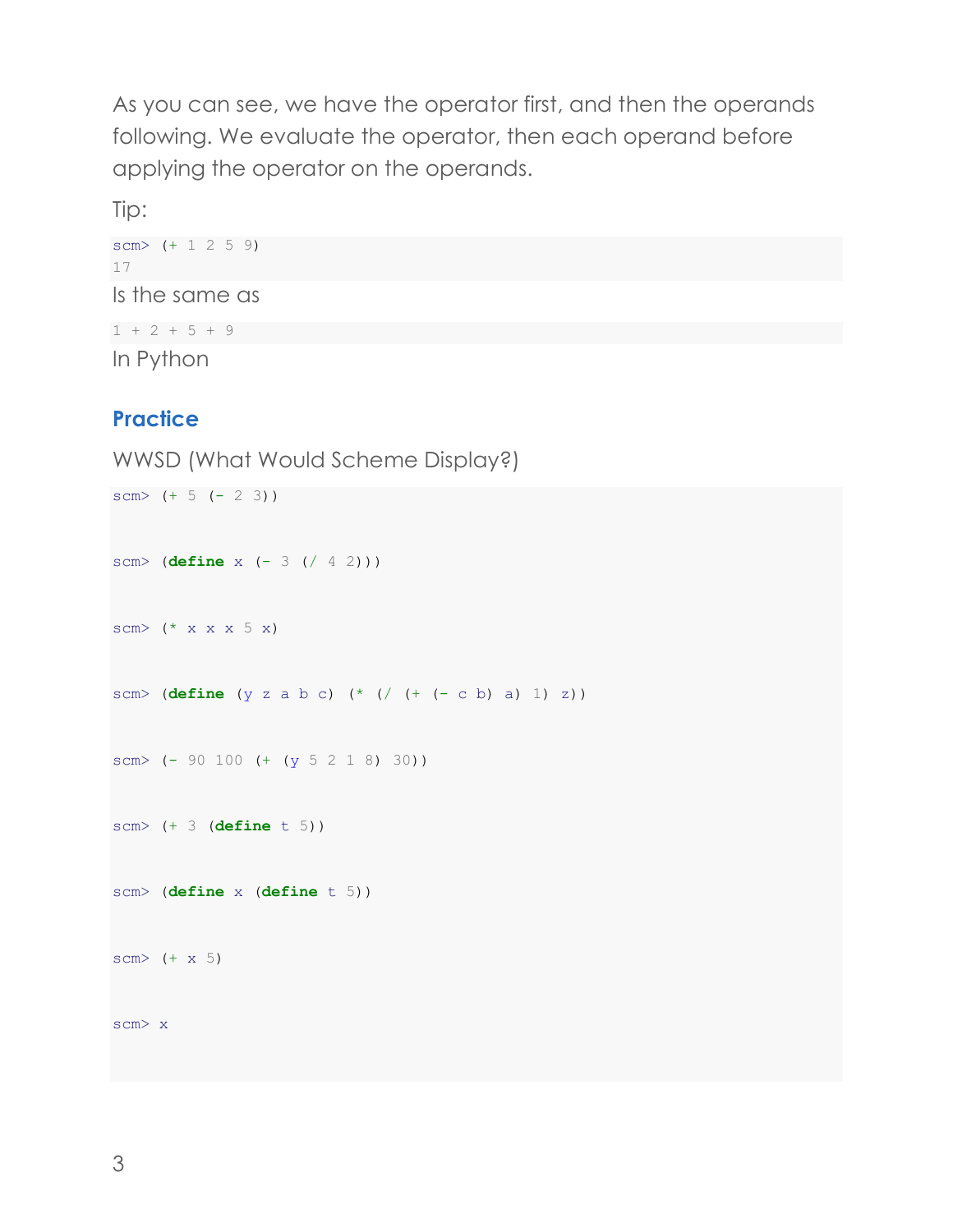As you can see, we have the operator first, and then the operands following. We evaluate the operator, then each operand before applying the operator on the operands.

Tip:

```
scm> (+ 1 2 5 9)
17
```

Is the same as

```
1 + 2 + 5 + 9
```

In Python

### Practice

WWSD (What Would Scheme Display?)

```
scm> (+ 5 (- 2 3))


scm> (define x (- 3 (/ 4 2)))


scm> (* x x x 5 x)


scm> (define (y z a b c) (* (/ (+ (- c b) a) 1) z))


scm> (- 90 100 (+ (y 5 2 1 8) 30))


scm> (+ 3 (define t 5))


scm> (define x (define t 5))


scm> (+ x 5)


scm> x
```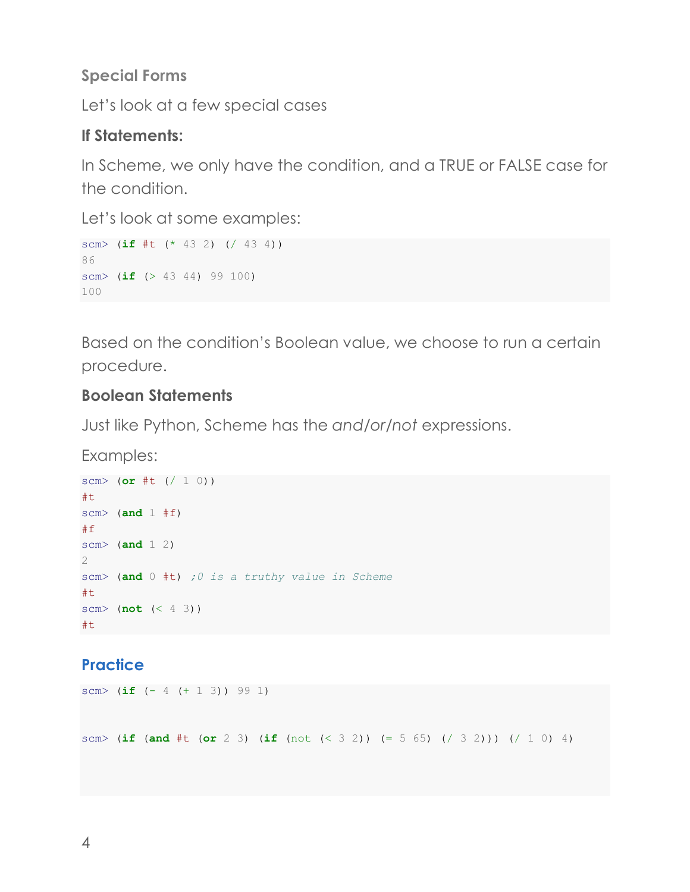### Special Forms

Let's look at a few special cases

**If Statements:**

In Scheme, we only have the condition, and a TRUE or FALSE case for the condition.

Let's look at some examples:

```
scm> (if #t (* 43 2) (/ 43 4))
86
scm> (if (> 43 44) 99 100)
100
```

Based on the condition's Boolean value, we choose to run a certain procedure.

**Boolean Statements**

Just like Python, Scheme has the *and*/*or*/*not* expressions.

Examples:

```
scm> (or #t (/ 1 0))
#t
scm> (and 1 #f)
#f
scm> (and 1 2)
2
scm> (and 0 #t) ;0 is a truthy value in Scheme
#t
scm> (not (< 4 3))
#t
```

## Practice

```
scm> (if (- 4 (+ 1 3)) 99 1)


scm> (if (and #t (or 2 3) (if (not (< 3 2)) (= 5 65) (/ 3 2))) (/ 1 0) 4)
```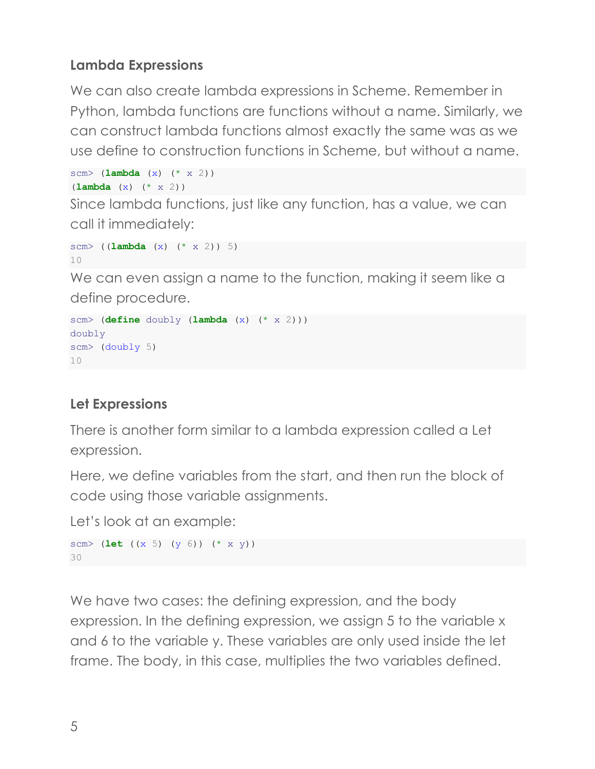### Lambda Expressions

We can also create lambda expressions in Scheme. Remember in Python, lambda functions are functions without a name. Similarly, we can construct lambda functions almost exactly the same was as we use define to construction functions in Scheme, but without a name.

```
scm> (lambda (x) (* x 2))
(lambda (x) (* x 2))
```

Since lambda functions, just like any function, has a value, we can call it immediately:

```
scm> ((lambda (x) (* x 2)) 5)
10
```

We can even assign a name to the function, making it seem like a define procedure.

```
scm> (define doubly (lambda (x) (* x 2)))
doubly
scm> (doubly 5)
10
```

### Let Expressions

There is another form similar to a lambda expression called a Let expression.

Here, we define variables from the start, and then run the block of code using those variable assignments.

Let's look at an example:

```
scm> (let ((x 5) (y 6)) (* x y))
30
```

We have two cases: the defining expression, and the body expression. In the defining expression, we assign 5 to the variable x and 6 to the variable y. These variables are only used inside the let frame. The body, in this case, multiplies the two variables defined.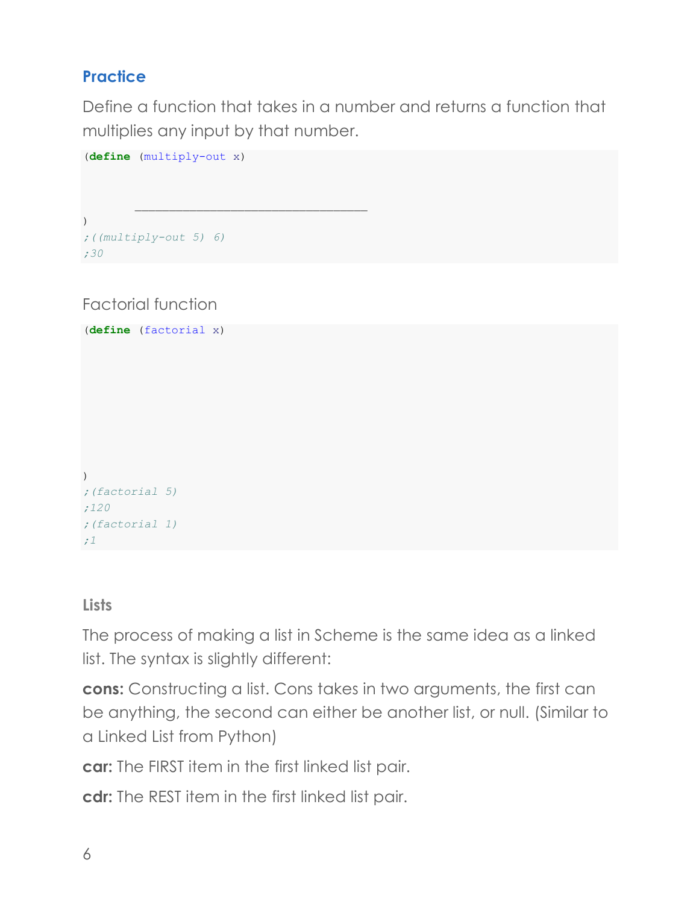### Practice

Define a function that takes in a number and returns a function that multiplies any input by that number.

```
(define (multiply-out x)


       _______________________________
)
;((multiply-out 5) 6)
;30
```

Factorial function

```
(define (factorial x)








)
;(factorial 5)
;120
;(factorial 1)
;1
```

#### Lists

The process of making a list in Scheme is the same idea as a linked list. The syntax is slightly different:

**cons:** Constructing a list. Cons takes in two arguments, the first can be anything, the second can either be another list, or null. (Similar to a Linked List from Python)

**car:** The FIRST item in the first linked list pair.

**cdr:** The REST item in the first linked list pair.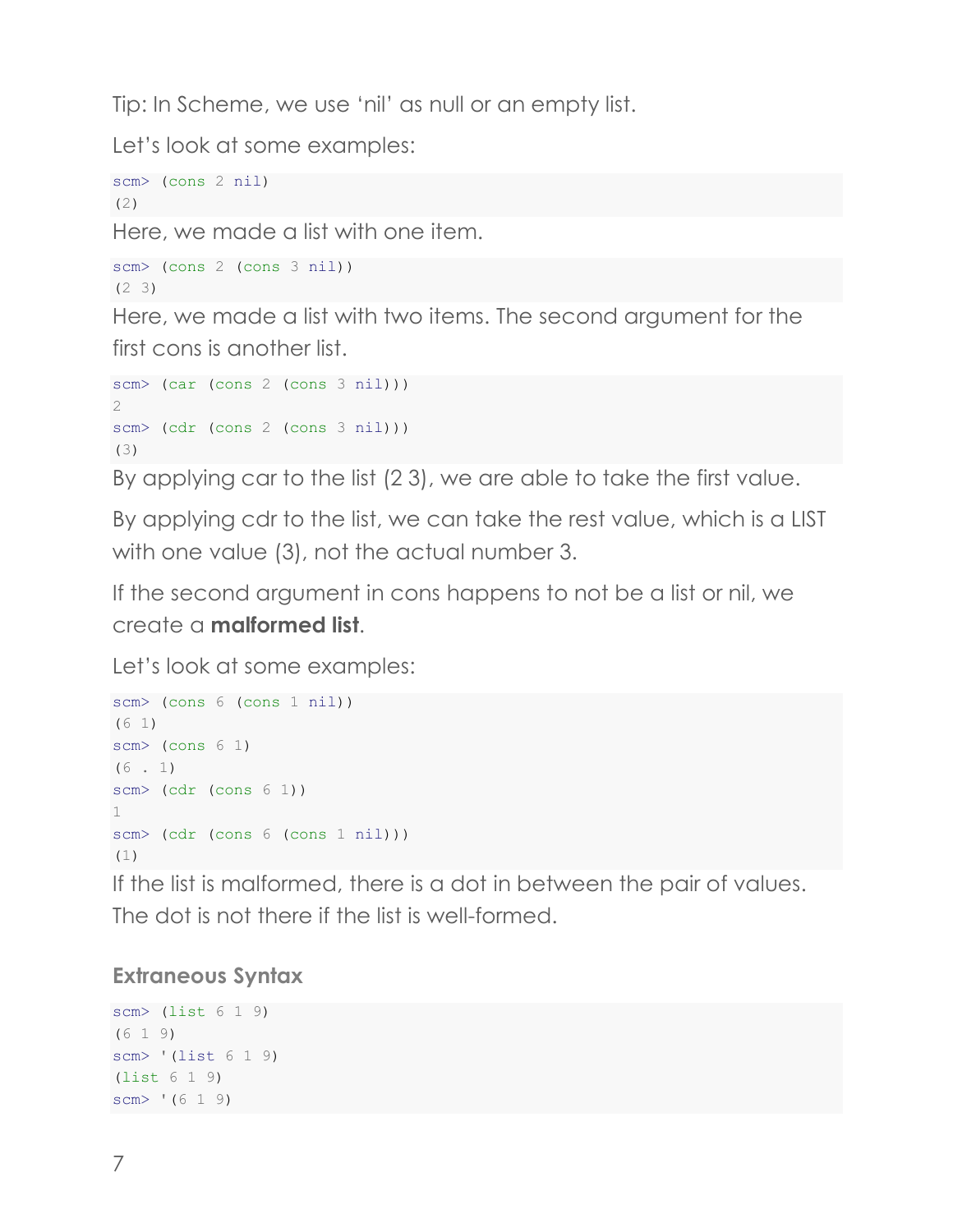Tip: In Scheme, we use 'nil' as null or an empty list.

Let's look at some examples:

```
scm> (cons 2 nil)
(2)
```

Here, we made a list with one item.

```
scm> (cons 2 (cons 3 nil))
(2 3)
```

Here, we made a list with two items. The second argument for the first cons is another list.

```
scm> (car (cons 2 (cons 3 nil)))
2
scm> (cdr (cons 2 (cons 3 nil)))
(3)
```

By applying car to the list (2 3), we are able to take the first value.

By applying cdr to the list, we can take the rest value, which is a LIST with one value (3), not the actual number 3.

If the second argument in cons happens to not be a list or nil, we create a **malformed list**.

Let's look at some examples:

```
scm> (cons 6 (cons 1 nil))
(6 1)
scm> (cons 6 1)
(6 . 1)
scm> (cdr (cons 6 1))
1
scm> (cdr (cons 6 (cons 1 nil)))
(1)
```

If the list is malformed, there is a dot in between the pair of values. The dot is not there if the list is well-formed.

### Extraneous Syntax

```
scm> (list 6 1 9)
(6 1 9)
scm> '(list 6 1 9)
(list 6 1 9)
scm> '(6 1 9)
```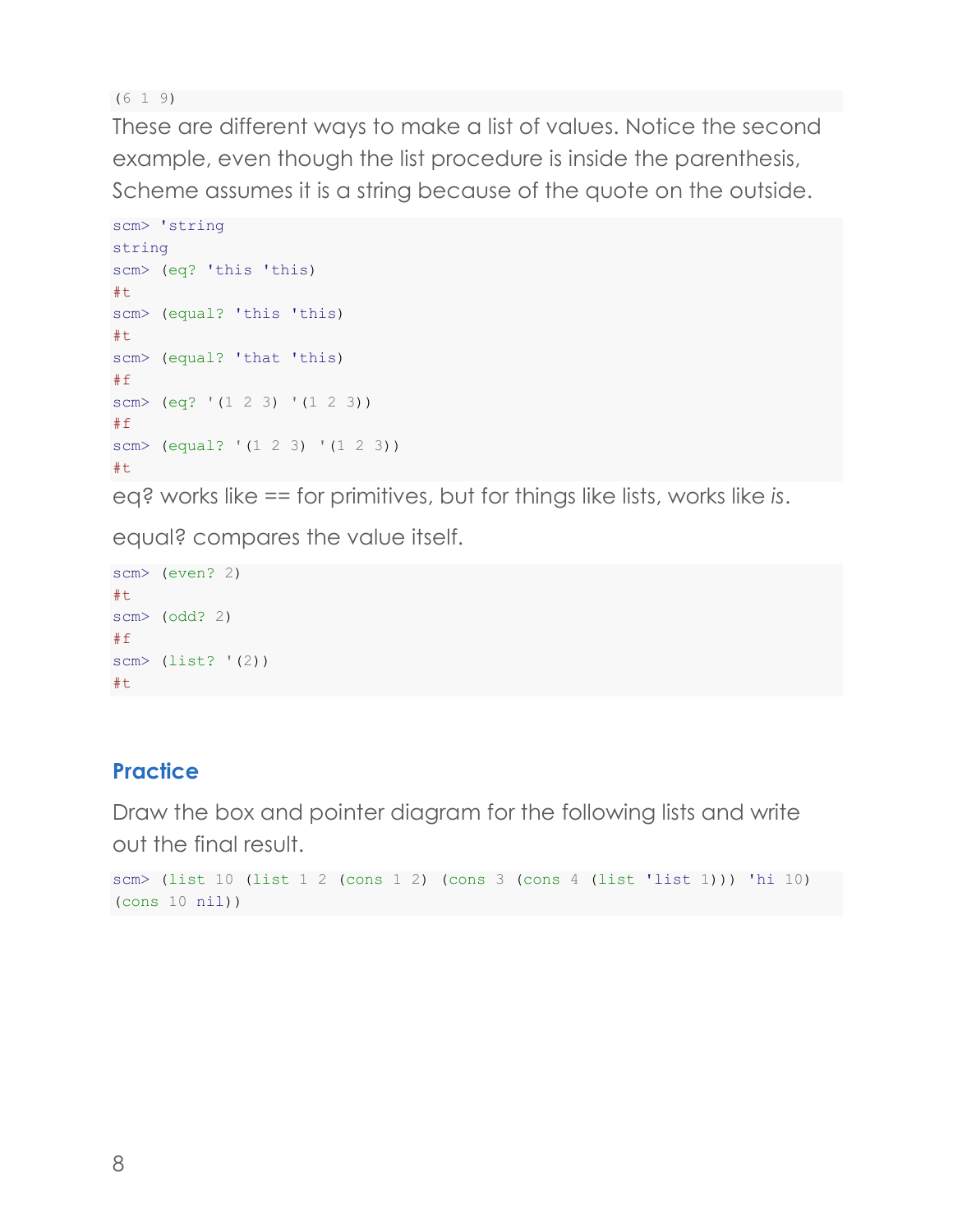```
(6 1 9)
```

These are different ways to make a list of values. Notice the second example, even though the list procedure is inside the parenthesis, Scheme assumes it is a string because of the quote on the outside.

```
scm> 'string
string
scm> (eq? 'this 'this)
#t
scm> (equal? 'this 'this)
#t
scm> (equal? 'that 'this)
#f
scm> (eq? '(1 2 3) '(1 2 3))
#f
scm> (equal? '(1 2 3) '(1 2 3))
#t
```

eq? works like == for primitives, but for things like lists, works like *is*.

equal? compares the value itself.

```
scm> (even? 2)
#t
scm> (odd? 2)
#f
scm> (list? '(2))
#t
```

## Practice

Draw the box and pointer diagram for the following lists and write out the final result.

```
scm> (list 10 (list 1 2 (cons 1 2) (cons 3 (cons 4 (list 'list 1))) 'hi 10)
(cons 10 nil))
```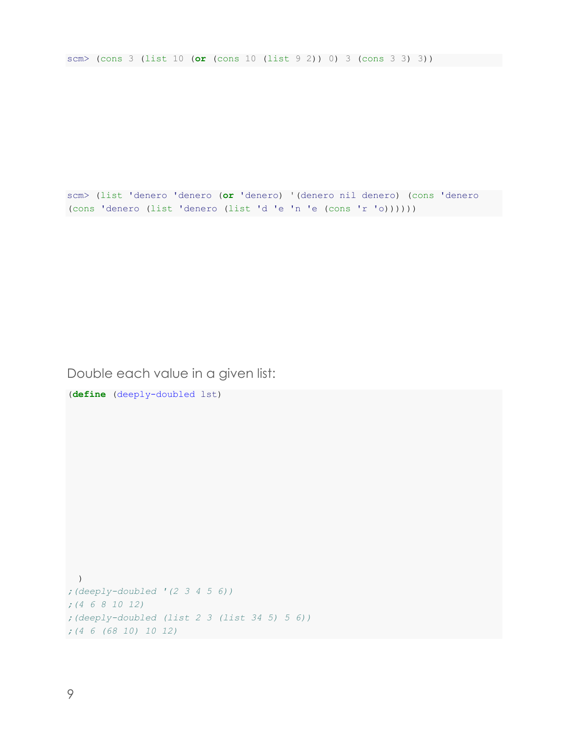```
scm> (cons 3 (list 10 (or (cons 10 (list 9 2)) 0) 3 (cons 3 3) 3))
```

```
scm> (list 'denero 'denero (or 'denero) '(denero nil denero) (cons 'denero
(cons 'denero (list 'denero (list 'd 'e 'n 'e (cons 'r 'o))))))
```

Double each value in a given list:

```
(define (deeply-doubled lst)

  )
;(deeply-doubled '(2 3 4 5 6))
;(4 6 8 10 12)
;(deeply-doubled (list 2 3 (list 34 5) 5 6))
;(4 6 (68 10) 10 12)
```